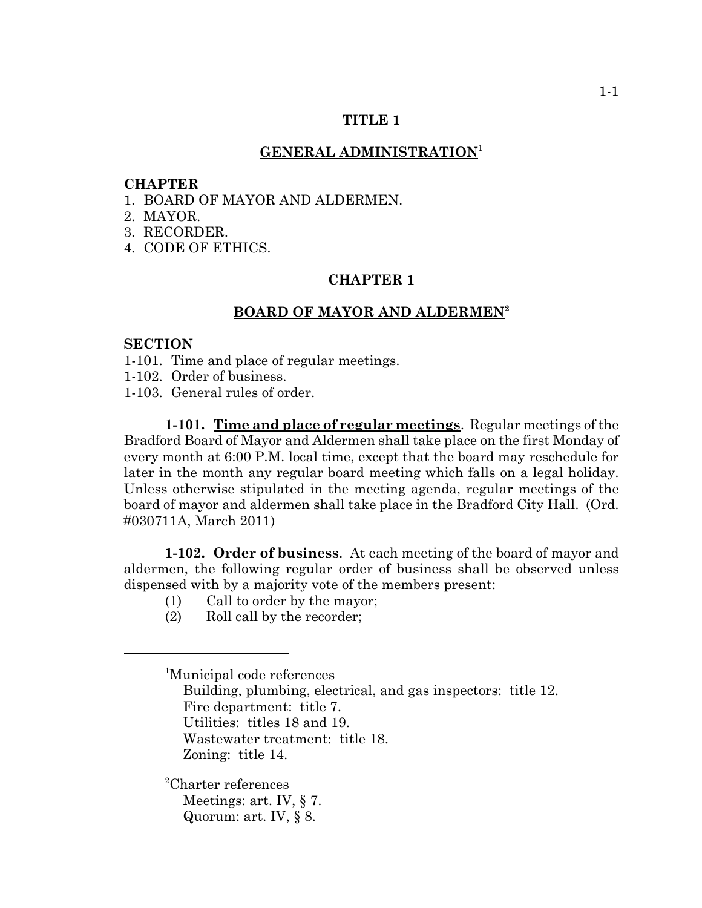# TITLE 1

## GENERAL ADMINISTRATION[1]

**CHAPTER**
1. BOARD OF MAYOR AND ALDERMEN.
2. MAYOR.
3. RECORDER.
4. CODE OF ETHICS.

## CHAPTER 1

### BOARD OF MAYOR AND ALDERMEN[2]

**SECTION**
1-101. Time and place of regular meetings.
1-102. Order of business.
1-103. General rules of order.

**1-101. Time and place of regular meetings**. Regular meetings of the Bradford Board of Mayor and Aldermen shall take place on the first Monday of every month at 6:00 P.M. local time, except that the board may reschedule for later in the month any regular board meeting which falls on a legal holiday. Unless otherwise stipulated in the meeting agenda, regular meetings of the board of mayor and aldermen shall take place in the Bradford City Hall. (Ord. #030711A, March 2011)

**1-102. Order of business**. At each meeting of the board of mayor and aldermen, the following regular order of business shall be observed unless dispensed with by a majority vote of the members present:

(1) Call to order by the mayor;
(2) Roll call by the recorder;

---

[1]Municipal code references
Building, plumbing, electrical, and gas inspectors: title 12.
Fire department: title 7.
Utilities: titles 18 and 19.
Wastewater treatment: title 18.
Zoning: title 14.

[2]Charter references
Meetings: art. IV, § 7.
Quorum: art. IV, § 8.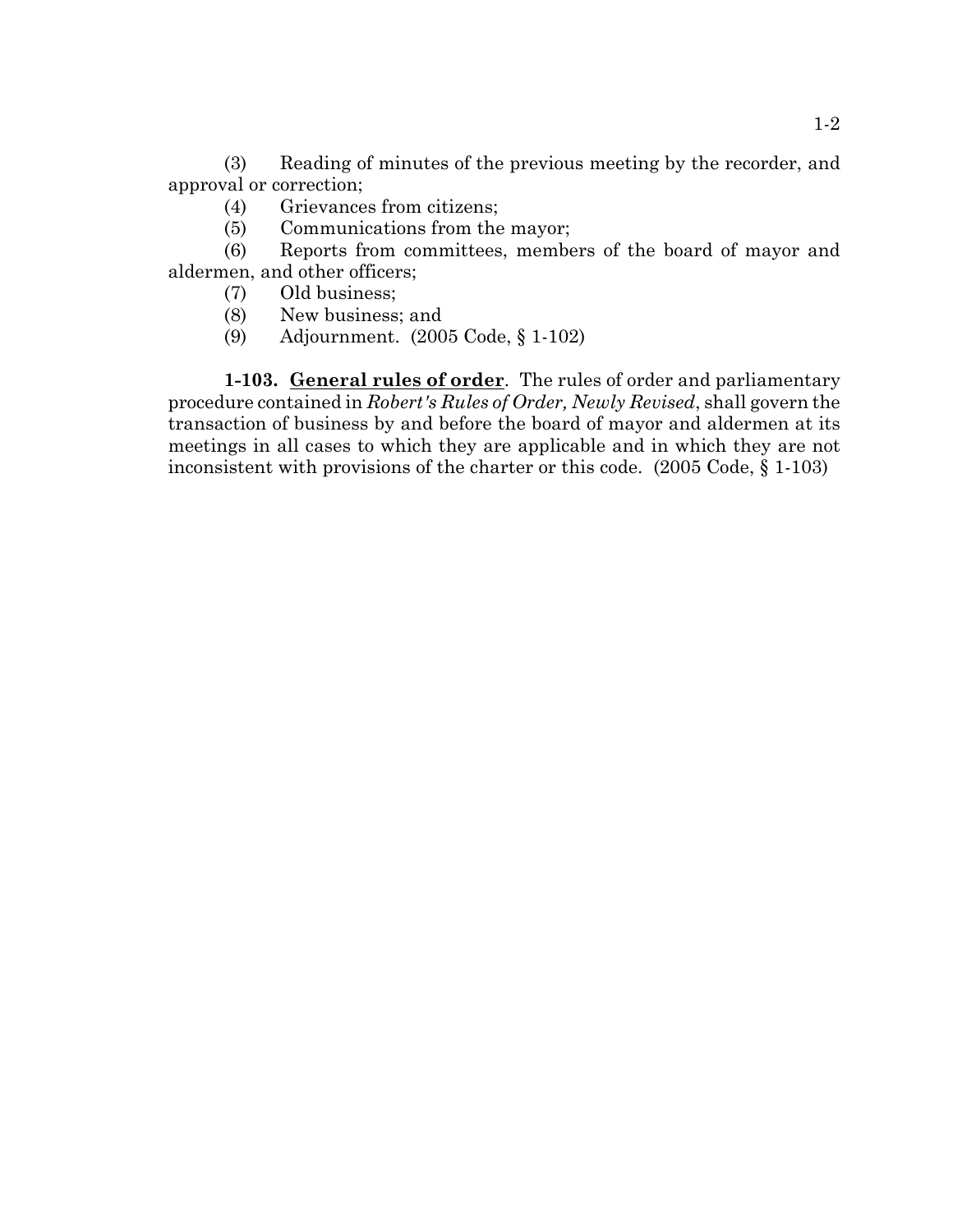(3) Reading of minutes of the previous meeting by the recorder, and approval or correction;

(4) Grievances from citizens;

(5) Communications from the mayor;

(6) Reports from committees, members of the board of mayor and aldermen, and other officers;

(7) Old business;

(8) New business; and

(9) Adjournment. (2005 Code, § 1-102)

**1-103. General rules of order**. The rules of order and parliamentary procedure contained in *Robert's Rules of Order, Newly Revised*, shall govern the transaction of business by and before the board of mayor and aldermen at its meetings in all cases to which they are applicable and in which they are not inconsistent with provisions of the charter or this code. (2005 Code, § 1-103)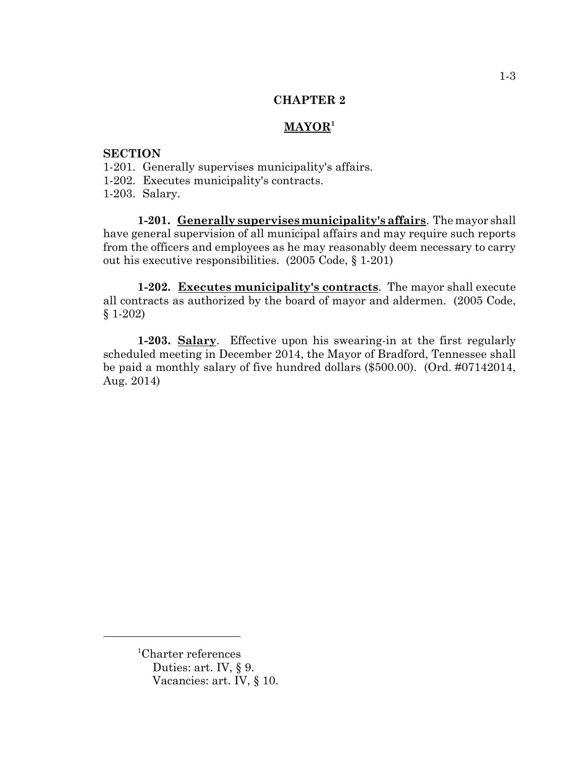# CHAPTER 2

## MAYOR[1]

**SECTION**

1-201. Generally supervises municipality's affairs.
1-202. Executes municipality's contracts.
1-203. Salary.

**1-201. Generally supervises municipality's affairs**. The mayor shall have general supervision of all municipal affairs and may require such reports from the officers and employees as he may reasonably deem necessary to carry out his executive responsibilities. (2005 Code, § 1-201)

**1-202. Executes municipality's contracts**. The mayor shall execute all contracts as authorized by the board of mayor and aldermen. (2005 Code, § 1-202)

**1-203. Salary**. Effective upon his swearing-in at the first regularly scheduled meeting in December 2014, the Mayor of Bradford, Tennessee shall be paid a monthly salary of five hundred dollars ($500.00). (Ord. #07142014, Aug. 2014)

---

[1]Charter references
Duties: art. IV, § 9.
Vacancies: art. IV, § 10.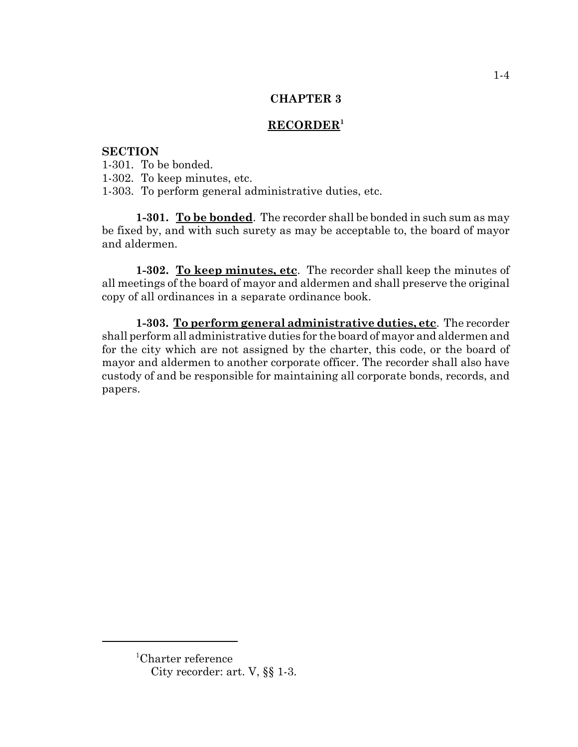## CHAPTER 3

## RECORDER[1]

**SECTION**

1-301. To be bonded.
1-302. To keep minutes, etc.
1-303. To perform general administrative duties, etc.

**1-301. To be bonded**. The recorder shall be bonded in such sum as may be fixed by, and with such surety as may be acceptable to, the board of mayor and aldermen.

**1-302. To keep minutes, etc**. The recorder shall keep the minutes of all meetings of the board of mayor and aldermen and shall preserve the original copy of all ordinances in a separate ordinance book.

**1-303. To perform general administrative duties, etc**. The recorder shall perform all administrative duties for the board of mayor and aldermen and for the city which are not assigned by the charter, this code, or the board of mayor and aldermen to another corporate officer. The recorder shall also have custody of and be responsible for maintaining all corporate bonds, records, and papers.

---

[1]Charter reference
City recorder: art. V, §§ 1-3.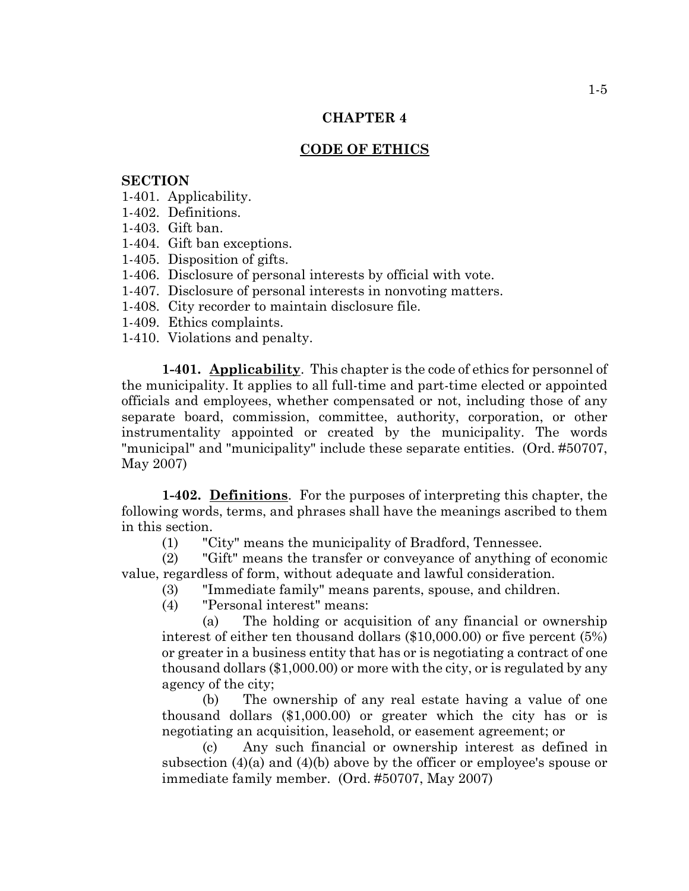# CHAPTER 4

## CODE OF ETHICS

**SECTION**

1-401. Applicability.
1-402. Definitions.
1-403. Gift ban.
1-404. Gift ban exceptions.
1-405. Disposition of gifts.
1-406. Disclosure of personal interests by official with vote.
1-407. Disclosure of personal interests in nonvoting matters.
1-408. City recorder to maintain disclosure file.
1-409. Ethics complaints.
1-410. Violations and penalty.

**1-401. Applicability**. This chapter is the code of ethics for personnel of the municipality. It applies to all full-time and part-time elected or appointed officials and employees, whether compensated or not, including those of any separate board, commission, committee, authority, corporation, or other instrumentality appointed or created by the municipality. The words "municipal" and "municipality" include these separate entities. (Ord. #50707, May 2007)

**1-402. Definitions**. For the purposes of interpreting this chapter, the following words, terms, and phrases shall have the meanings ascribed to them in this section.

(1) "City" means the municipality of Bradford, Tennessee.

(2) "Gift" means the transfer or conveyance of anything of economic value, regardless of form, without adequate and lawful consideration.

(3) "Immediate family" means parents, spouse, and children.

(4) "Personal interest" means:

(a) The holding or acquisition of any financial or ownership interest of either ten thousand dollars ($10,000.00) or five percent (5%) or greater in a business entity that has or is negotiating a contract of one thousand dollars ($1,000.00) or more with the city, or is regulated by any agency of the city;

(b) The ownership of any real estate having a value of one thousand dollars ($1,000.00) or greater which the city has or is negotiating an acquisition, leasehold, or easement agreement; or

(c) Any such financial or ownership interest as defined in subsection (4)(a) and (4)(b) above by the officer or employee's spouse or immediate family member. (Ord. #50707, May 2007)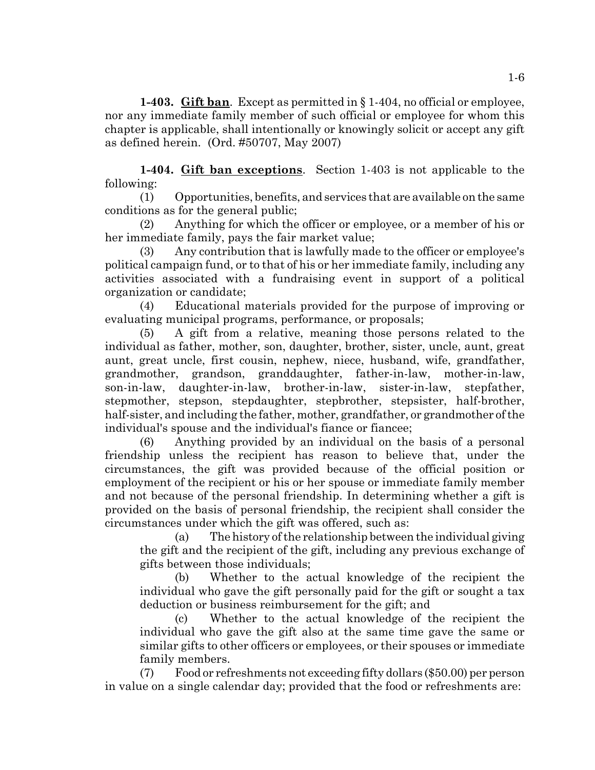**1-403. <u>Gift ban</u>**. Except as permitted in § 1-404, no official or employee, nor any immediate family member of such official or employee for whom this chapter is applicable, shall intentionally or knowingly solicit or accept any gift as defined herein. (Ord. #50707, May 2007)

**1-404. <u>Gift ban exceptions</u>**. Section 1-403 is not applicable to the following:

(1) Opportunities, benefits, and services that are available on the same conditions as for the general public;

(2) Anything for which the officer or employee, or a member of his or her immediate family, pays the fair market value;

(3) Any contribution that is lawfully made to the officer or employee's political campaign fund, or to that of his or her immediate family, including any activities associated with a fundraising event in support of a political organization or candidate;

(4) Educational materials provided for the purpose of improving or evaluating municipal programs, performance, or proposals;

(5) A gift from a relative, meaning those persons related to the individual as father, mother, son, daughter, brother, sister, uncle, aunt, great aunt, great uncle, first cousin, nephew, niece, husband, wife, grandfather, grandmother, grandson, granddaughter, father-in-law, mother-in-law, son-in-law, daughter-in-law, brother-in-law, sister-in-law, stepfather, stepmother, stepson, stepdaughter, stepbrother, stepsister, half-brother, half-sister, and including the father, mother, grandfather, or grandmother of the individual's spouse and the individual's fiance or fiancee;

(6) Anything provided by an individual on the basis of a personal friendship unless the recipient has reason to believe that, under the circumstances, the gift was provided because of the official position or employment of the recipient or his or her spouse or immediate family member and not because of the personal friendship. In determining whether a gift is provided on the basis of personal friendship, the recipient shall consider the circumstances under which the gift was offered, such as:

(a) The history of the relationship between the individual giving the gift and the recipient of the gift, including any previous exchange of gifts between those individuals;

(b) Whether to the actual knowledge of the recipient the individual who gave the gift personally paid for the gift or sought a tax deduction or business reimbursement for the gift; and

(c) Whether to the actual knowledge of the recipient the individual who gave the gift also at the same time gave the same or similar gifts to other officers or employees, or their spouses or immediate family members.

(7) Food or refreshments not exceeding fifty dollars ($50.00) per person in value on a single calendar day; provided that the food or refreshments are: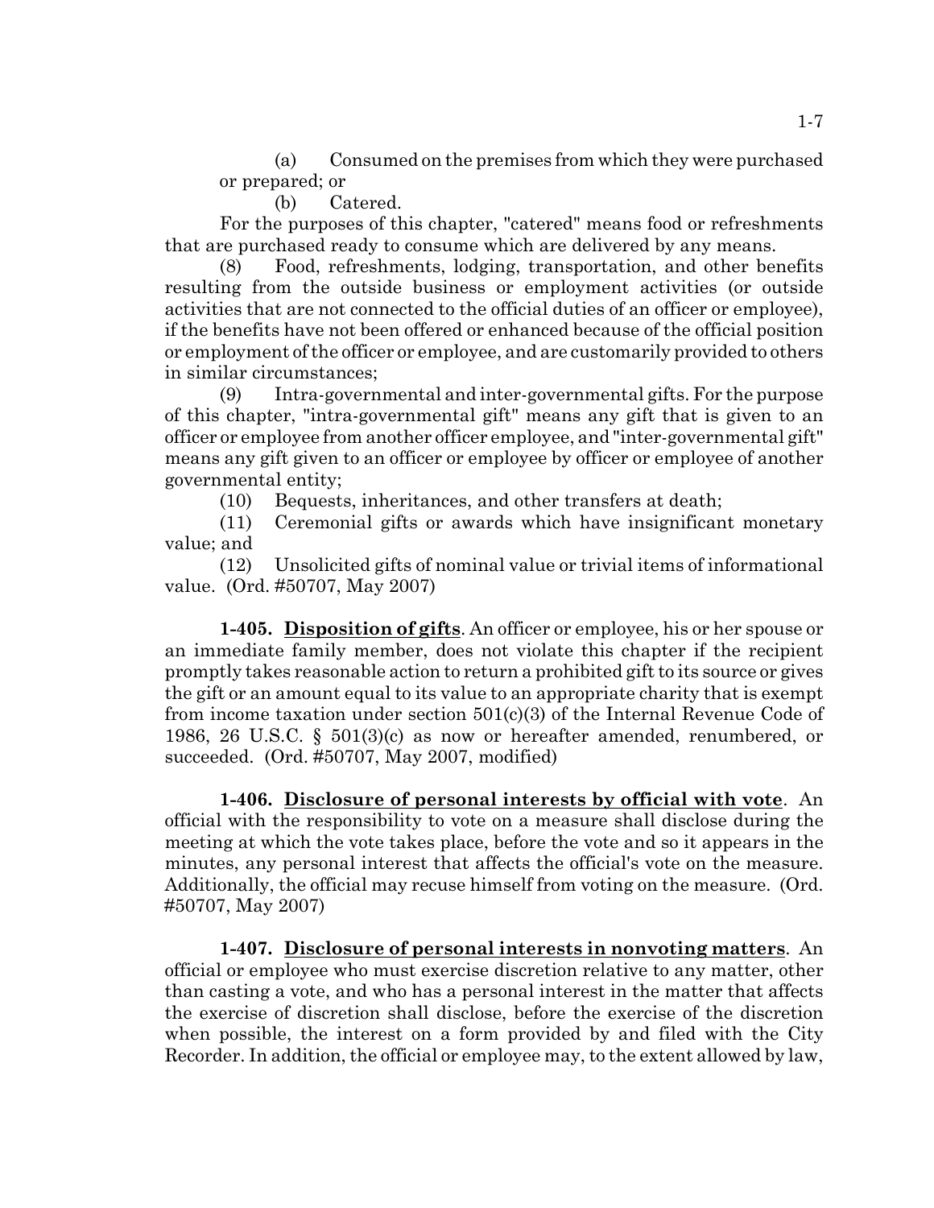(a) Consumed on the premises from which they were purchased or prepared; or

(b) Catered.

For the purposes of this chapter, "catered" means food or refreshments that are purchased ready to consume which are delivered by any means.

(8) Food, refreshments, lodging, transportation, and other benefits resulting from the outside business or employment activities (or outside activities that are not connected to the official duties of an officer or employee), if the benefits have not been offered or enhanced because of the official position or employment of the officer or employee, and are customarily provided to others in similar circumstances;

(9) Intra-governmental and inter-governmental gifts. For the purpose of this chapter, "intra-governmental gift" means any gift that is given to an officer or employee from another officer employee, and "inter-governmental gift" means any gift given to an officer or employee by officer or employee of another governmental entity;

(10) Bequests, inheritances, and other transfers at death;

(11) Ceremonial gifts or awards which have insignificant monetary value; and

(12) Unsolicited gifts of nominal value or trivial items of informational value. (Ord. #50707, May 2007)

**1-405. <u>Disposition of gifts</u>**. An officer or employee, his or her spouse or an immediate family member, does not violate this chapter if the recipient promptly takes reasonable action to return a prohibited gift to its source or gives the gift or an amount equal to its value to an appropriate charity that is exempt from income taxation under section 501(c)(3) of the Internal Revenue Code of 1986, 26 U.S.C. § 501(3)(c) as now or hereafter amended, renumbered, or succeeded. (Ord. #50707, May 2007, modified)

**1-406. <u>Disclosure of personal interests by official with vote</u>**. An official with the responsibility to vote on a measure shall disclose during the meeting at which the vote takes place, before the vote and so it appears in the minutes, any personal interest that affects the official's vote on the measure. Additionally, the official may recuse himself from voting on the measure. (Ord. #50707, May 2007)

**1-407. <u>Disclosure of personal interests in nonvoting matters</u>**. An official or employee who must exercise discretion relative to any matter, other than casting a vote, and who has a personal interest in the matter that affects the exercise of discretion shall disclose, before the exercise of the discretion when possible, the interest on a form provided by and filed with the City Recorder. In addition, the official or employee may, to the extent allowed by law,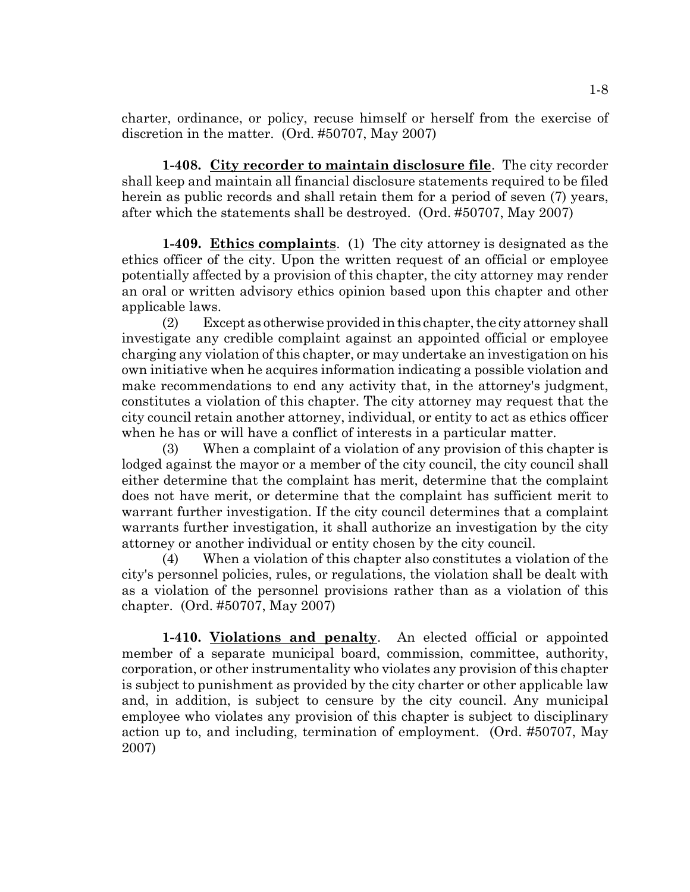charter, ordinance, or policy, recuse himself or herself from the exercise of discretion in the matter. (Ord. #50707, May 2007)

**1-408. City recorder to maintain disclosure file**. The city recorder shall keep and maintain all financial disclosure statements required to be filed herein as public records and shall retain them for a period of seven (7) years, after which the statements shall be destroyed. (Ord. #50707, May 2007)

**1-409. Ethics complaints**. (1) The city attorney is designated as the ethics officer of the city. Upon the written request of an official or employee potentially affected by a provision of this chapter, the city attorney may render an oral or written advisory ethics opinion based upon this chapter and other applicable laws.

(2) Except as otherwise provided in this chapter, the city attorney shall investigate any credible complaint against an appointed official or employee charging any violation of this chapter, or may undertake an investigation on his own initiative when he acquires information indicating a possible violation and make recommendations to end any activity that, in the attorney's judgment, constitutes a violation of this chapter. The city attorney may request that the city council retain another attorney, individual, or entity to act as ethics officer when he has or will have a conflict of interests in a particular matter.

(3) When a complaint of a violation of any provision of this chapter is lodged against the mayor or a member of the city council, the city council shall either determine that the complaint has merit, determine that the complaint does not have merit, or determine that the complaint has sufficient merit to warrant further investigation. If the city council determines that a complaint warrants further investigation, it shall authorize an investigation by the city attorney or another individual or entity chosen by the city council.

(4) When a violation of this chapter also constitutes a violation of the city's personnel policies, rules, or regulations, the violation shall be dealt with as a violation of the personnel provisions rather than as a violation of this chapter. (Ord. #50707, May 2007)

**1-410. Violations and penalty**. An elected official or appointed member of a separate municipal board, commission, committee, authority, corporation, or other instrumentality who violates any provision of this chapter is subject to punishment as provided by the city charter or other applicable law and, in addition, is subject to censure by the city council. Any municipal employee who violates any provision of this chapter is subject to disciplinary action up to, and including, termination of employment. (Ord. #50707, May 2007)